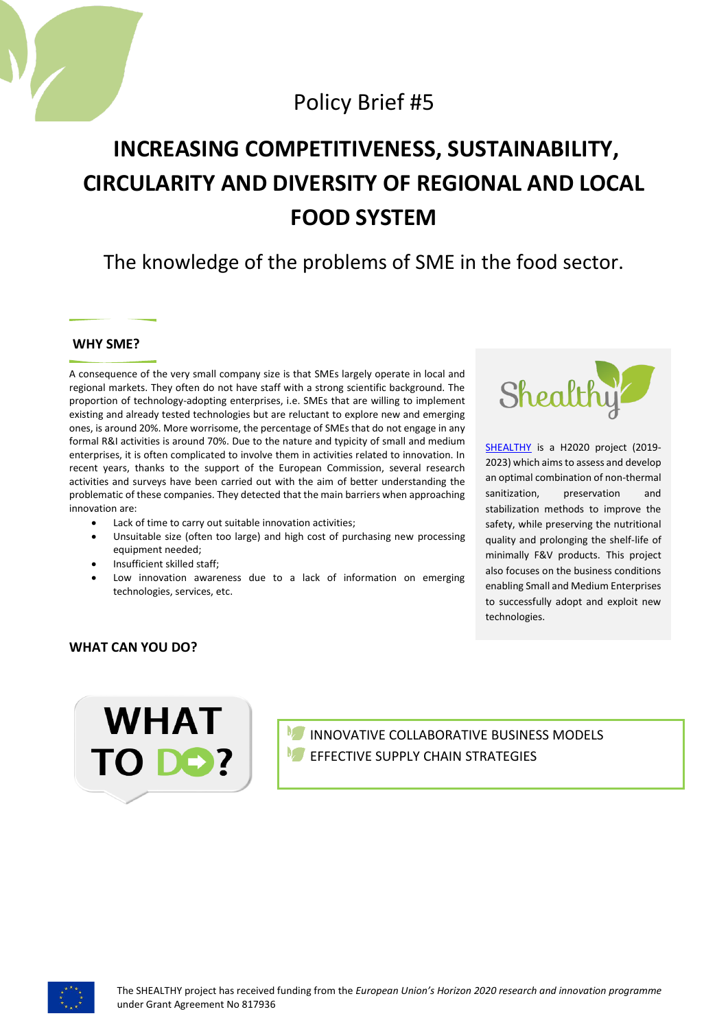Policy Brief #5

# INCREASING COMPETITIVENESS, SUSTAINABILITY, CIRCULARITY AND DIVERSITY OF REGIONAL AND LOCAL FOOD SYSTEM

The knowledge of the problems of SME in the food sector.

## WHY SME?

A consequence of the very small company size is that SMEs largely operate in local and regional markets. They often do not have staff with a strong scientific background. The proportion of technology-adopting enterprises, i.e. SMEs that are willing to implement existing and already tested technologies but are reluctant to explore new and emerging ones, is around 20%. More worrisome, the percentage of SMEs that do not engage in any formal R&I activities is around 70%. Due to the nature and typicity of small and medium enterprises, it is often complicated to involve them in activities related to innovation. In recent years, thanks to the support of the European Commission, several research activities and surveys have been carried out with the aim of better understanding the problematic of these companies. They detected that the main barriers when approaching innovation are:

- Lack of time to carry out suitable innovation activities;
- Unsuitable size (often too large) and high cost of purchasing new processing equipment needed;
- Insufficient skilled staff;
- Low innovation awareness due to a lack of information on emerging technologies, services, etc.

Shealthy

SHEALTHY is a H2020 project (2019-2023) which aims to assess and develop an optimal combination of non-thermal sanitization, preservation and stabilization methods to improve the safety, while preserving the nutritional quality and prolonging the shelf-life of minimally F&V products. This project also focuses on the business conditions enabling Small and Medium Enterprises to successfully adopt and exploit new technologies.

## WHAT CAN YOU DO?

WHAT TO DO?

- INNOVATIVE COLLABORATIVE BUSINESS MODELS
- EFFECTIVE SUPPLY CHAIN STRATEGIES

The SHEALTHY project has received funding from the *European Union's Horizon 2020 research and innovation programme* under Grant Agreement No 817936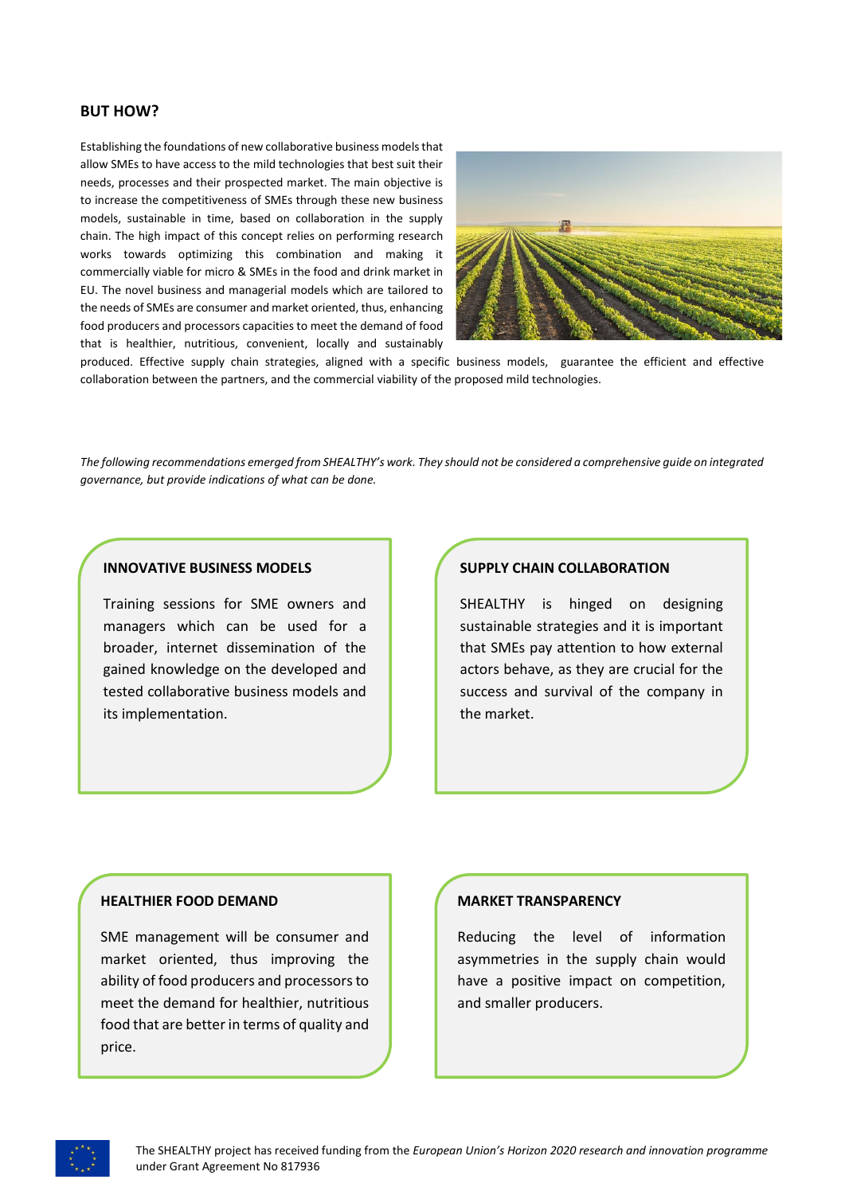## BUT HOW?

Establishing the foundations of new collaborative business models that allow SMEs to have access to the mild technologies that best suit their needs, processes and their prospected market. The main objective is to increase the competitiveness of SMEs through these new business models, sustainable in time, based on collaboration in the supply chain. The high impact of this concept relies on performing research works towards optimizing this combination and making it commercially viable for micro & SMEs in the food and drink market in EU. The novel business and managerial models which are tailored to the needs of SMEs are consumer and market oriented, thus, enhancing food producers and processors capacities to meet the demand of food that is healthier, nutritious, convenient, locally and sustainably produced. Effective supply chain strategies, aligned with a specific business models, guarantee the efficient and effective collaboration between the partners, and the commercial viability of the proposed mild technologies.

*The following recommendations emerged from SHEALTHY's work. They should not be considered a comprehensive guide on integrated governance, but provide indications of what can be done.*

### INNOVATIVE BUSINESS MODELS

Training sessions for SME owners and managers which can be used for a broader, internet dissemination of the gained knowledge on the developed and tested collaborative business models and its implementation.

### SUPPLY CHAIN COLLABORATION

SHEALTHY is hinged on designing sustainable strategies and it is important that SMEs pay attention to how external actors behave, as they are crucial for the success and survival of the company in the market.

### HEALTHIER FOOD DEMAND

SME management will be consumer and market oriented, thus improving the ability of food producers and processors to meet the demand for healthier, nutritious food that are better in terms of quality and price.

### MARKET TRANSPARENCY

Reducing the level of information asymmetries in the supply chain would have a positive impact on competition, and smaller producers.

The SHEALTHY project has received funding from the *European Union's Horizon 2020 research and innovation programme* under Grant Agreement No 817936